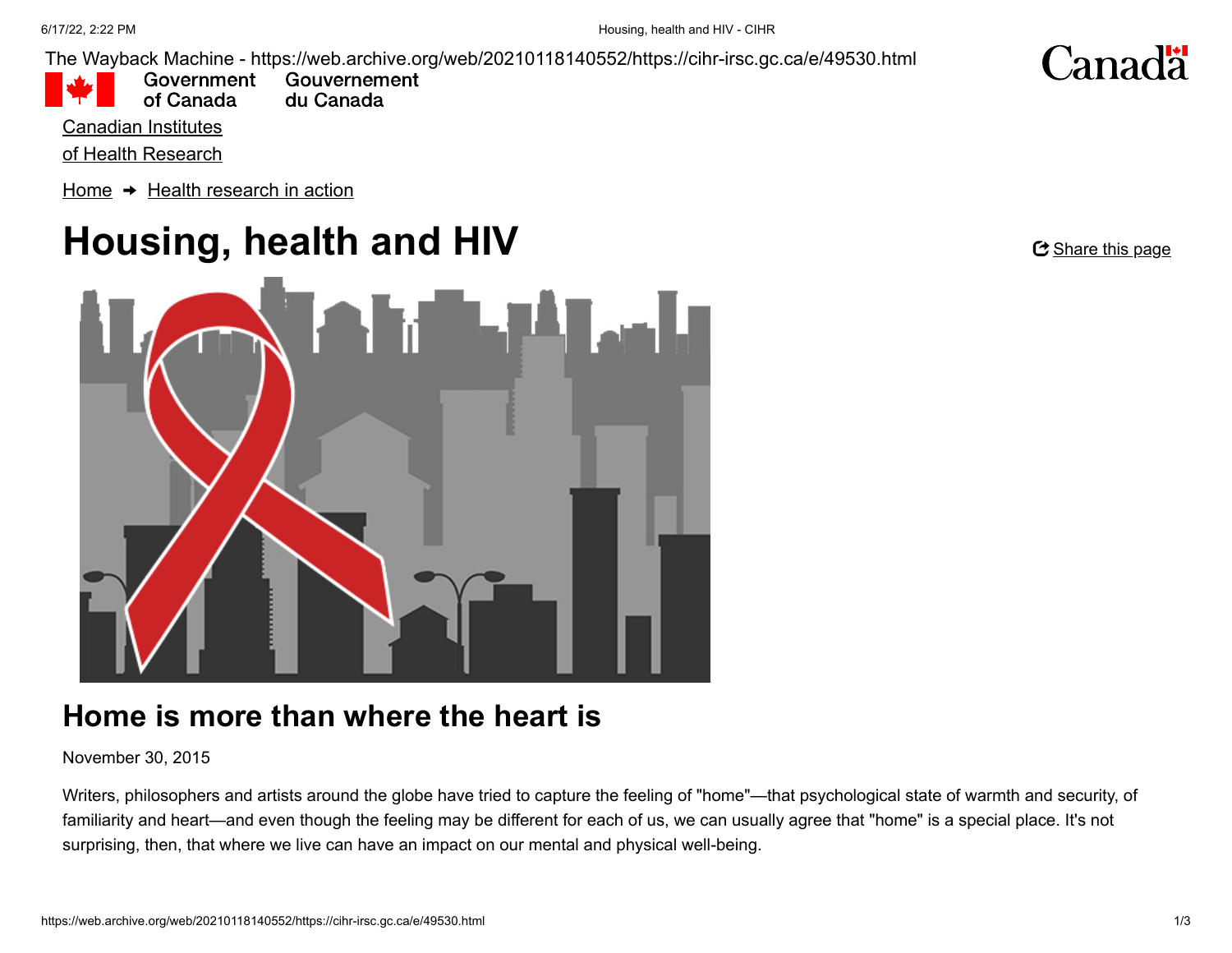The Wayback Machine - https://web.archive.org/web/20210118140552/https://cihr-irsc.gc.ca/e/49530.html

Government of Canada Gouvernement du Canada

Canadian Institutes of Health Research

Home → Health research in action

# Housing, health and HIV

Share this page

## Home is more than where the heart is

November 30, 2015

Writers, philosophers and artists around the globe have tried to capture the feeling of "home"—that psychological state of warmth and security, of familiarity and heart—and even though the feeling may be different for each of us, we can usually agree that "home" is a special place. It's not surprising, then, that where we live can have an impact on our mental and physical well-being.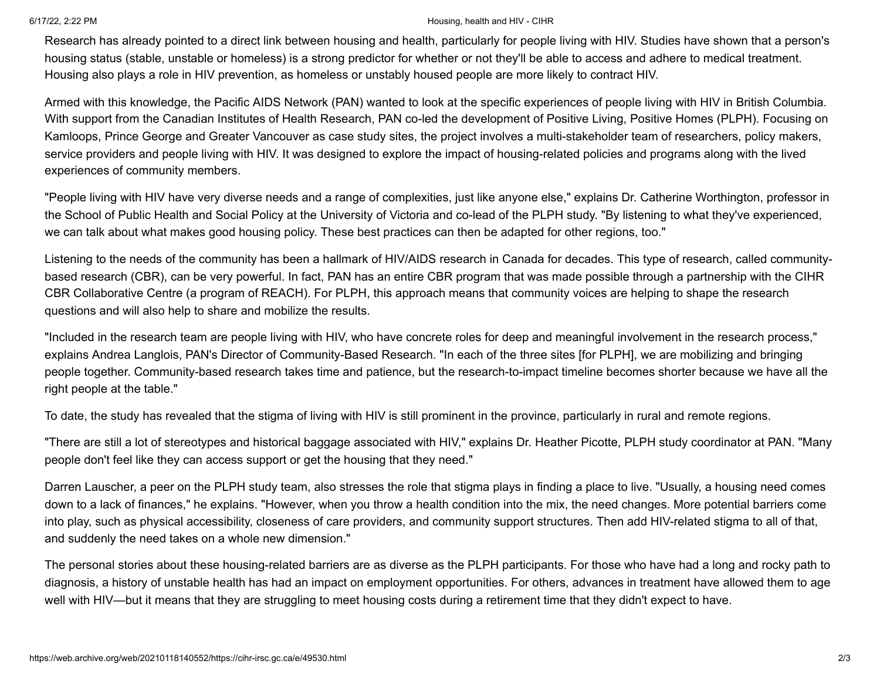Research has already pointed to a direct link between housing and health, particularly for people living with HIV. Studies have shown that a person's housing status (stable, unstable or homeless) is a strong predictor for whether or not they'll be able to access and adhere to medical treatment. Housing also plays a role in HIV prevention, as homeless or unstably housed people are more likely to contract HIV.

Armed with this knowledge, the Pacific AIDS Network (PAN) wanted to look at the specific experiences of people living with HIV in British Columbia. With support from the Canadian Institutes of Health Research, PAN co-led the development of Positive Living, Positive Homes (PLPH). Focusing on Kamloops, Prince George and Greater Vancouver as case study sites, the project involves a multi-stakeholder team of researchers, policy makers, service providers and people living with HIV. It was designed to explore the impact of housing-related policies and programs along with the lived experiences of community members.

"People living with HIV have very diverse needs and a range of complexities, just like anyone else," explains Dr. Catherine Worthington, professor in the School of Public Health and Social Policy at the University of Victoria and co-lead of the PLPH study. "By listening to what they've experienced, we can talk about what makes good housing policy. These best practices can then be adapted for other regions, too."

Listening to the needs of the community has been a hallmark of HIV/AIDS research in Canada for decades. This type of research, called community-based research (CBR), can be very powerful. In fact, PAN has an entire CBR program that was made possible through a partnership with the CIHR CBR Collaborative Centre (a program of REACH). For PLPH, this approach means that community voices are helping to shape the research questions and will also help to share and mobilize the results.

"Included in the research team are people living with HIV, who have concrete roles for deep and meaningful involvement in the research process," explains Andrea Langlois, PAN's Director of Community-Based Research. "In each of the three sites [for PLPH], we are mobilizing and bringing people together. Community-based research takes time and patience, but the research-to-impact timeline becomes shorter because we have all the right people at the table."

To date, the study has revealed that the stigma of living with HIV is still prominent in the province, particularly in rural and remote regions.

"There are still a lot of stereotypes and historical baggage associated with HIV," explains Dr. Heather Picotte, PLPH study coordinator at PAN. "Many people don't feel like they can access support or get the housing that they need."

Darren Lauscher, a peer on the PLPH study team, also stresses the role that stigma plays in finding a place to live. "Usually, a housing need comes down to a lack of finances," he explains. "However, when you throw a health condition into the mix, the need changes. More potential barriers come into play, such as physical accessibility, closeness of care providers, and community support structures. Then add HIV-related stigma to all of that, and suddenly the need takes on a whole new dimension."

The personal stories about these housing-related barriers are as diverse as the PLPH participants. For those who have had a long and rocky path to diagnosis, a history of unstable health has had an impact on employment opportunities. For others, advances in treatment have allowed them to age well with HIV—but it means that they are struggling to meet housing costs during a retirement time that they didn't expect to have.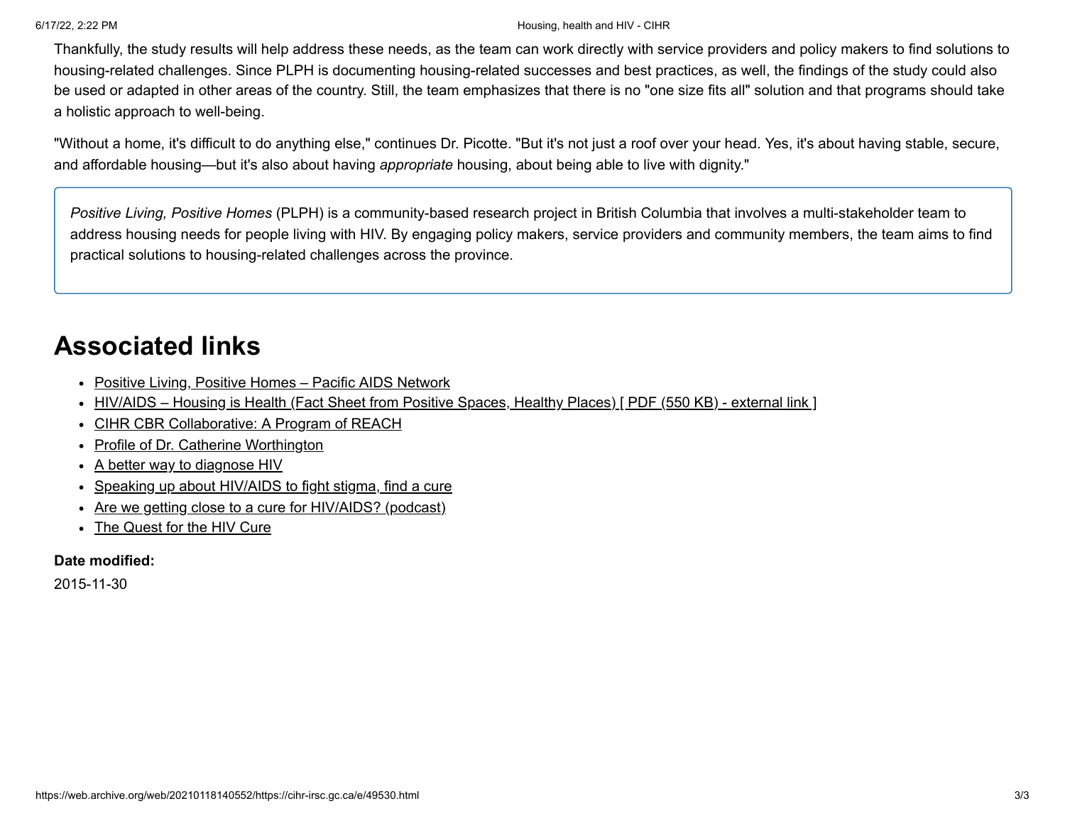Thankfully, the study results will help address these needs, as the team can work directly with service providers and policy makers to find solutions to housing-related challenges. Since PLPH is documenting housing-related successes and best practices, as well, the findings of the study could also be used or adapted in other areas of the country. Still, the team emphasizes that there is no "one size fits all" solution and that programs should take a holistic approach to well-being.

"Without a home, it's difficult to do anything else," continues Dr. Picotte. "But it's not just a roof over your head. Yes, it's about having stable, secure, and affordable housing—but it's also about having *appropriate* housing, about being able to live with dignity."

> *Positive Living, Positive Homes* (PLPH) is a community-based research project in British Columbia that involves a multi-stakeholder team to address housing needs for people living with HIV. By engaging policy makers, service providers and community members, the team aims to find practical solutions to housing-related challenges across the province.

## Associated links

- Positive Living, Positive Homes – Pacific AIDS Network
- HIV/AIDS – Housing is Health (Fact Sheet from Positive Spaces, Healthy Places) [ PDF (550 KB) - external link ]
- CIHR CBR Collaborative: A Program of REACH
- Profile of Dr. Catherine Worthington
- A better way to diagnose HIV
- Speaking up about HIV/AIDS to fight stigma, find a cure
- Are we getting close to a cure for HIV/AIDS? (podcast)
- The Quest for the HIV Cure

**Date modified:**

2015-11-30